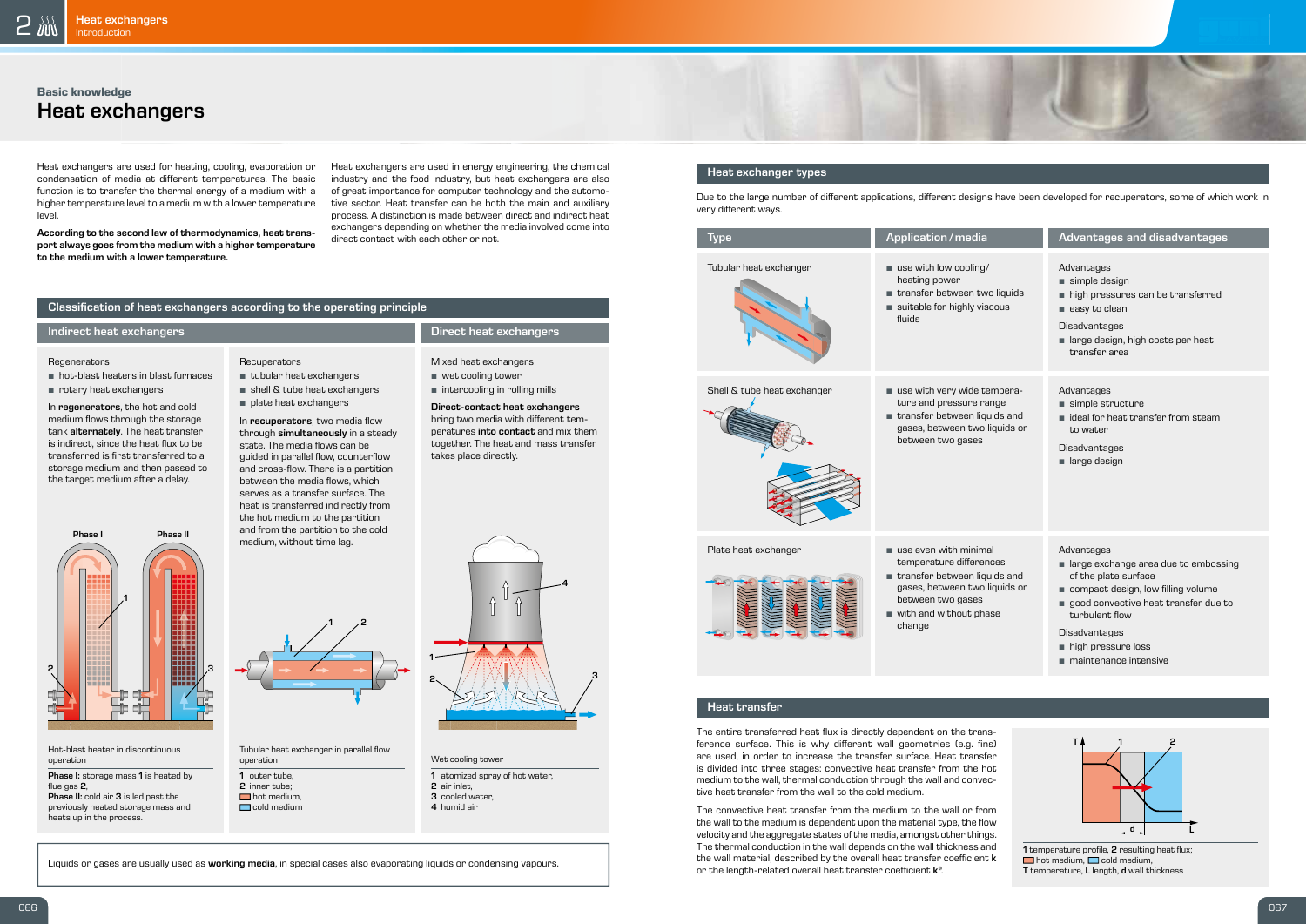Basic knowledge

# Heat exchangers

Heat exchangers are used for heating, cooling, evaporation or condensation of media at different temperatures. The basic function is to transfer the thermal energy of a medium with a higher temperature level to a medium with a lower temperature level.

**According to the second law of thermodynamics, heat transport always goes from the medium with a higher temperature to the medium with a lower temperature.**

Heat exchangers are used in energy engineering, the chemical industry and the food industry, but heat exchangers are also of great importance for computer technology and the automotive sector. Heat transfer can be both the main and auxiliary process. A distinction is made between direct and indirect heat exchangers depending on whether the media involved come into direct contact with each other or not.

## Classification of heat exchangers according to the operating principle

### Indirect heat exchangers

Regenerators
- hot-blast heaters in blast furnaces
- rotary heat exchangers

In **regenerators**, the hot and cold medium flows through the storage tank **alternately**. The heat transfer is indirect, since the heat flux to be transferred is first transferred to a storage medium and then passed to the target medium after a delay.

Phase I — Phase II

Hot-blast heater in discontinuous operation

**Phase I:** storage mass **1** is heated by flue gas **2**,
**Phase II:** cold air **3** is led past the previously heated storage mass and heats up in the process.

Recuperators
- tubular heat exchangers
- shell & tube heat exchangers
- plate heat exchangers

In **recuperators**, two media flow through **simultaneously** in a steady state. The media flows can be guided in parallel flow, counterflow and cross-flow. There is a partition between the media flows, which serves as a transfer surface. The heat is transferred indirectly from the hot medium to the partition and from the partition to the cold medium, without time lag.

Tubular heat exchanger in parallel flow operation

**1** outer tube,
**2** inner tube;
hot medium,
cold medium

### Direct heat exchangers

Mixed heat exchangers
- wet cooling tower
- intercooling in rolling mills

**Direct-contact heat exchangers** bring two media with different temperatures **into contact** and mix them together. The heat and mass transfer takes place directly.

Wet cooling tower

**1** atomized spray of hot water,
**2** air inlet,
**3** cooled water,
**4** humid air

Liquids or gases are usually used as **working media**, in special cases also evaporating liquids or condensing vapours.

## Heat exchanger types

Due to the large number of different applications, different designs have been developed for recuperators, some of which work in very different ways.

| Type | Application / media | Advantages and disadvantages |
|---|---|---|
| Tubular heat exchanger | ■ use with low cooling/heating power<br>■ transfer between two liquids<br>■ suitable for highly viscous fluids | Advantages<br>■ simple design<br>■ high pressures can be transferred<br>■ easy to clean<br>Disadvantages<br>■ large design, high costs per heat transfer area |
| Shell & tube heat exchanger | ■ use with very wide temperature and pressure range<br>■ transfer between liquids and gases, between two liquids or between two gases | Advantages<br>■ simple structure<br>■ ideal for heat transfer from steam to water<br>Disadvantages<br>■ large design |
| Plate heat exchanger | ■ use even with minimal temperature differences<br>■ transfer between liquids and gases, between two liquids or between two gases<br>■ with and without phase change | Advantages<br>■ large exchange area due to embossing of the plate surface<br>■ compact design, low filling volume<br>■ good convective heat transfer due to turbulent flow<br>Disadvantages<br>■ high pressure loss<br>■ maintenance intensive |

## Heat transfer

The entire transferred heat flux is directly dependent on the transference surface. This is why different wall geometries (e.g. fins) are used, in order to increase the transfer surface. Heat transfer is divided into three stages: convective heat transfer from the hot medium to the wall, thermal conduction through the wall and convective heat transfer from the wall to the cold medium.

The convective heat transfer from the medium to the wall or from the wall to the medium is dependent upon the material type, the flow velocity and the aggregate states of the media, amongst other things. The thermal conduction in the wall depends on the wall thickness and the wall material, described by the overall heat transfer coefficient **k** or the length-related overall heat transfer coefficient **k***.

**1** temperature profile, **2** resulting heat flux;
hot medium, cold medium,
**T** temperature, **L** length, **d** wall thickness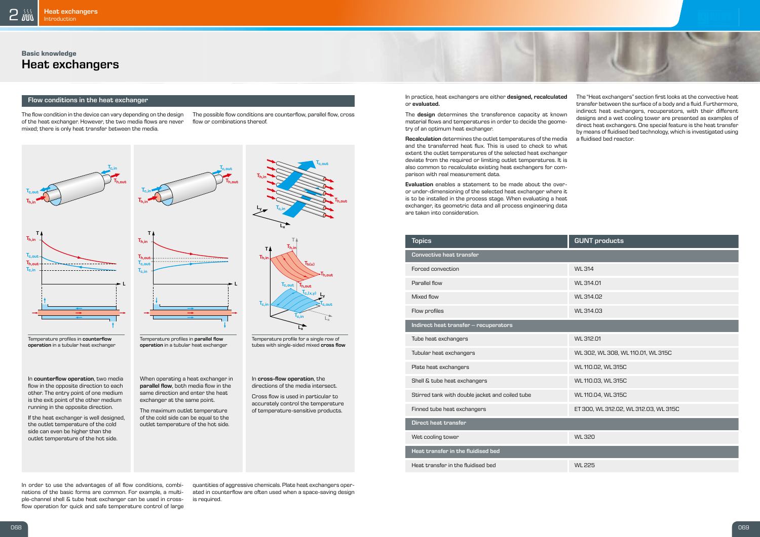## Basic knowledge

# Heat exchangers

### Flow conditions in the heat exchanger

The flow condition in the device can vary depending on the design of the heat exchanger. However, the two media flows are never mixed; there is only heat transfer between the media.

The possible flow conditions are counterflow, parallel flow, cross flow or combinations thereof.

$T_{c,in}$
$T_{h,out}$
$T_{c,out}$
$T_{h,in}$
T
$T_{h,in}$
$T_{c,out}$
$T_{h,out}$
$T_{c,in}$
L

Temperature profiles in **counterflow operation** in a tubular heat exchanger

In **counterflow operation**, two media flow in the opposite direction to each other. The entry point of one medium is the exit point of the other medium running in the opposite direction.

If the heat exchanger is well designed, the outlet temperature of the cold side can even be higher than the outlet temperature of the hot side.

$T_{c,out}$
$T_{h,out}$
$T_{c,in}$
$T_{h,in}$
T
$T_{h,in}$
$T_{h,out}$
$T_{c,out}$
$T_{c,in}$
L

Temperature profiles in **parallel flow operation** in a tubular heat exchanger

When operating a heat exchanger in **parallel flow**, both media flow in the same direction and enter the heat exchanger at the same point.

The maximum outlet temperature of the cold side can be equal to the outlet temperature of the hot side.

$T_{c,out}$
$T_{h,in}$
$T_{h,out}$
$L_y$
$T_{c,in}$
$L_x$
T
$T_{h,in}$
$T_{h,in}$
$T_{h(x)}$
$T_{h,out}$
$T_{c,out}$
$T_{h,out}$
$T_{c,(x,y)}$
$L_y$
$T_{c,in}$
$T_{c,out}$
$T_{c,in}$
$L_x$
$L_x$

Temperature profile for a single row of tubes with single-sided mixed **cross flow**

In **cross-flow operation**, the directions of the media intersect.

Cross flow is used in particular to accurately control the temperature of temperature-sensitive products.

In order to use the advantages of all flow conditions, combinations of the basic forms are common. For example, a multiple-channel shell & tube heat exchanger can be used in cross-flow operation for quick and safe temperature control of large quantities of aggressive chemicals. Plate heat exchangers operated in counterflow are often used when a space-saving design is required.

In practice, heat exchangers are either **designed, recalculated** or **evaluated.**

The **design** determines the transference capacity at known material flows and temperatures in order to decide the geometry of an optimum heat exchanger.

**Recalculation** determines the outlet temperatures of the media and the transferred heat flux. This is used to check to what extent the outlet temperatures of the selected heat exchanger deviate from the required or limiting outlet temperatures. It is also common to recalculate existing heat exchangers for comparison with real measurement data.

**Evaluation** enables a statement to be made about the over- or under-dimensioning of the selected heat exchanger where it is to be installed in the process stage. When evaluating a heat exchanger, its geometric data and all process engineering data are taken into consideration.

The "Heat exchangers" section first looks at the convective heat transfer between the surface of a body and a fluid. Furthermore, indirect heat exchangers, recuperators, with their different designs and a wet cooling tower are presented as examples of direct heat exchangers. One special feature is the heat transfer by means of fluidised bed technology, which is investigated using a fluidised bed reactor.

| Topics | GUNT products |
|---|---|
| **Convective heat transfer** | |
| Forced convection | WL 314 |
| Parallel flow | WL 314.01 |
| Mixed flow | WL 314.02 |
| Flow profiles | WL 314.03 |
| **Indirect heat transfer – recuperators** | |
| Tube heat exchangers | WL 312.01 |
| Tubular heat exchangers | WL 302, WL 308, WL 110.01, WL 315C |
| Plate heat exchangers | WL 110.02, WL 315C |
| Shell & tube heat exchangers | WL 110.03, WL 315C |
| Stirred tank with double jacket and coiled tube | WL 110.04, WL 315C |
| Finned tube heat exchangers | ET 300, WL 312.02, WL 312.03, WL 315C |
| **Direct heat transfer** | |
| Wet cooling tower | WL 320 |
| **Heat transfer in the fluidised bed** | |
| Heat transfer in the fluidised bed | WL 225 |